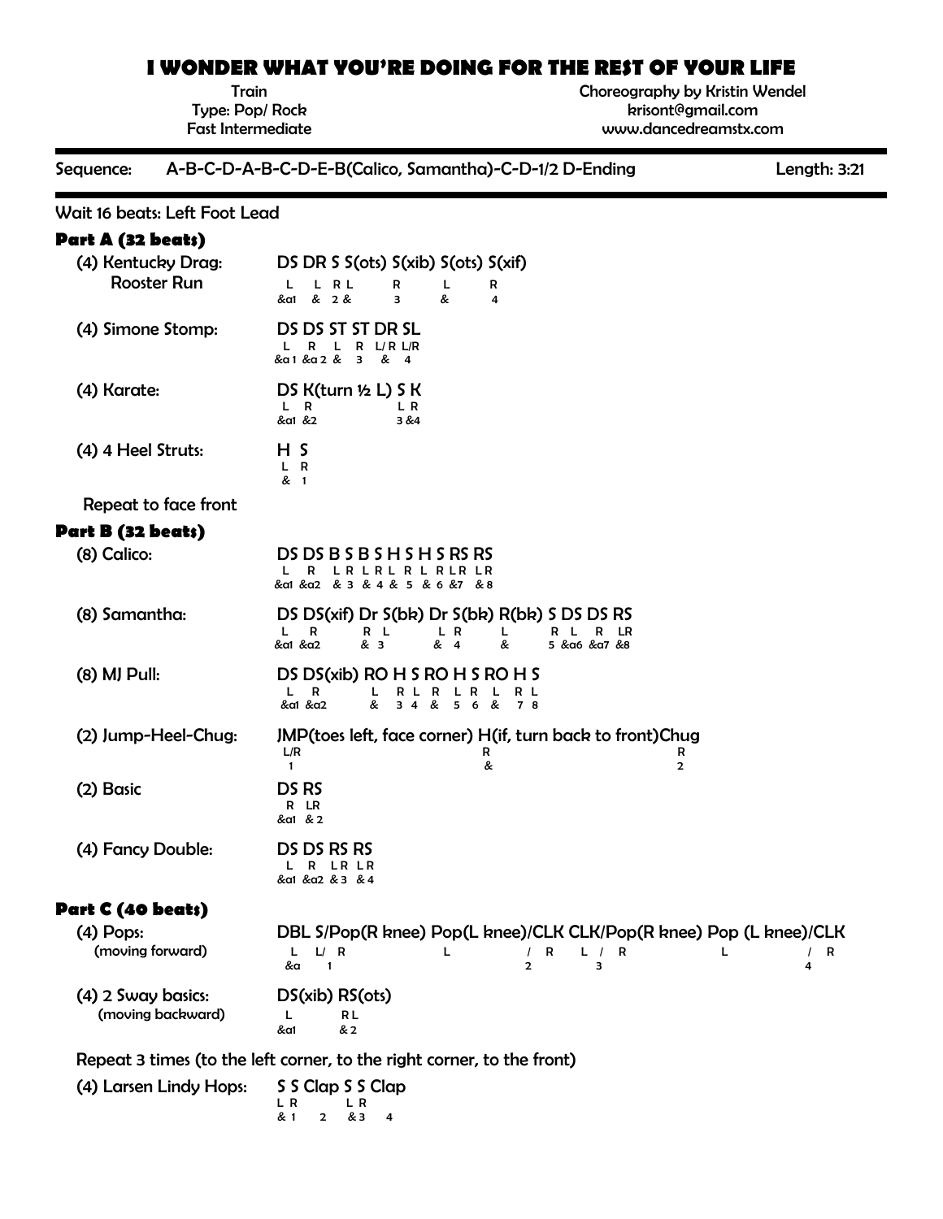# I WONDER WHAT YOU'RE DOING FOR THE REST OF YOUR LIFE

Train
Type: Pop/ Rock
Fast Intermediate

Choreography by Kristin Wendel
krisont@gmail.com
www.dancedreamstx.com

**Sequence:** A-B-C-D-A-B-C-D-E-B(Calico, Samantha)-C-D-1/2 D-Ending **Length:** 3:21

Wait 16 beats: Left Foot Lead

## Part A (32 beats)

(4) Kentucky Drag: Rooster Run

```
DS  DR S   S(ots) S(xib) S(ots) S(xif)
L   L  R L  R      L      R
&a1 &  2 &  3      &      4
```

(4) Simone Stomp:

```
DS  DS  ST ST DR  SL
L   R   L  R  L/R L/R
&a1 &a2 &  3  &   4
```

(4) Karate:

```
DS  K(turn ½ L) S K
L   R           L R
&a1 &2          3 &4
```

(4) 4 Heel Struts:

```
H S
L R
& 1
```

Repeat to face front

## Part B (32 beats)

(8) Calico:

```
DS  DS  B S B S H S H S RS  RS
L   R   L R L R L R L R LR  LR
&a1 &a2 & 3 & 4 & 5 & 6 &7  &8
```

(8) Samantha:

```
DS  DS(xif) Dr S(bk) Dr S(bk) R(bk) S DS  DS  RS
L   R       R  L     L  R     L     R L   R   LR
&a1 &a2     &  3     &  4     &     5 &a6 &a7 &8
```

(8) MJ Pull:

```
DS  DS(xib) RO H S RO H S RO H S
L   R       L  R L R  L R L  R L
&a1 &a2     &  3 4 &  5 6 &  7 8
```

(2) Jump-Heel-Chug:

```
JMP(toes left, face corner) H(if, turn back to front)Chug
L/R                         R                        R
1                           &                        2
```

(2) Basic

```
DS  RS
R   LR
&a1 & 2
```

(4) Fancy Double:

```
DS  DS  RS  RS
L   R   LR  LR
&a1 &a2 & 3 & 4
```

## Part C (40 beats)

(4) Pops: (moving forward)

```
DBL S/Pop(R knee) Pop(L knee)/CLK CLK/Pop(R knee) Pop (L knee)/CLK
L   L/ R          L           / R L  / R          L           / R
&a  1                          2     3                          4
```

(4) 2 Sway basics: (moving backward)

```
DS(xib) RS(ots)
L       RL
&a1     & 2
```

Repeat 3 times (to the left corner, to the right corner, to the front)

(4) Larsen Lindy Hops:

```
S S Clap S S Clap
L R      L R
& 1  2   & 3  4
```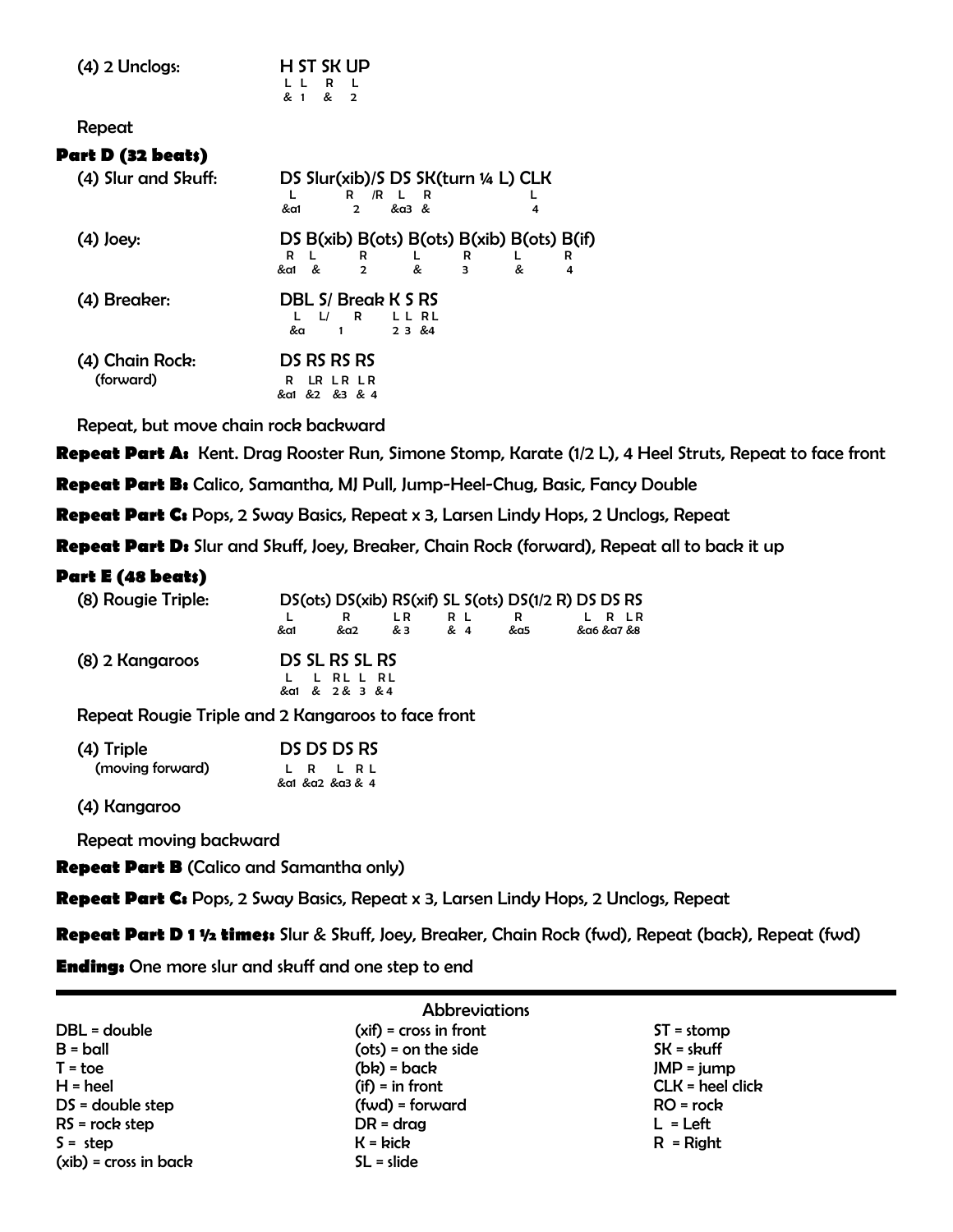(4) 2 Unclogs: H ST SK UP

```
H ST SK UP
L L  R  L
& 1  &  2
```

Repeat

### Part D (32 beats)

(4) Slur and Skuff:

```
DS Slur(xib)/S DS SK(turn ¼ L) CLK
L       R  /R  L  R            L
&a1     2      &a3 &           4
```

(4) Joey:

```
DS B(xib) B(ots) B(ots) B(xib) B(ots) B(if)
R  L      R      L      R      L      R
&a1 &     2      &      3      &      4
```

(4) Breaker:

```
DBL S/ Break K S RS
L   L/  R    L L RL
&a      1    2 3 &4
```

(4) Chain Rock: (forward)

```
DS RS RS RS
R  LR LR LR
&a1 &2 &3 & 4
```

Repeat, but move chain rock backward

**Repeat Part A:** Kent. Drag Rooster Run, Simone Stomp, Karate (1/2 L), 4 Heel Struts, Repeat to face front

**Repeat Part B:** Calico, Samantha, MJ Pull, Jump-Heel-Chug, Basic, Fancy Double

**Repeat Part C:** Pops, 2 Sway Basics, Repeat x 3, Larsen Lindy Hops, 2 Unclogs, Repeat

**Repeat Part D:** Slur and Skuff, Joey, Breaker, Chain Rock (forward), Repeat all to back it up

### Part E (48 beats)

(8) Rougie Triple:

```
DS(ots) DS(xib) RS(xif) SL S(ots) DS(1/2 R) DS DS RS
L       R       LR      RL        R         L  R  LR
&a1     &a2     & 3     & 4       &a5       &a6 &a7 &8
```

(8) 2 Kangaroos

```
DS SL RS SL RS
L  L  RL L  RL
&a1 & 2& 3  &4
```

Repeat Rougie Triple and 2 Kangaroos to face front

(4) Triple (moving forward)

```
DS DS DS RS
L  R  L  RL
&a1 &a2 &a3 & 4
```

(4) Kangaroo

Repeat moving backward

**Repeat Part B** (Calico and Samantha only)

**Repeat Part C:** Pops, 2 Sway Basics, Repeat x 3, Larsen Lindy Hops, 2 Unclogs, Repeat

**Repeat Part D 1 ½ times:** Slur & Skuff, Joey, Breaker, Chain Rock (fwd), Repeat (back), Repeat (fwd)

**Ending:** One more slur and skuff and one step to end

---

Abbreviations

| | | |
|---|---|---|
| DBL = double | (xif) = cross in front | ST = stomp |
| B = ball | (ots) = on the side | SK = skuff |
| T = toe | (bk) = back | JMP = jump |
| H = heel | (if) = in front | CLK = heel click |
| DS = double step | (fwd) = forward | RO = rock |
| RS = rock step | DR = drag | L = Left |
| S = step | K = kick | R = Right |
| (xib) = cross in back | SL = slide | |